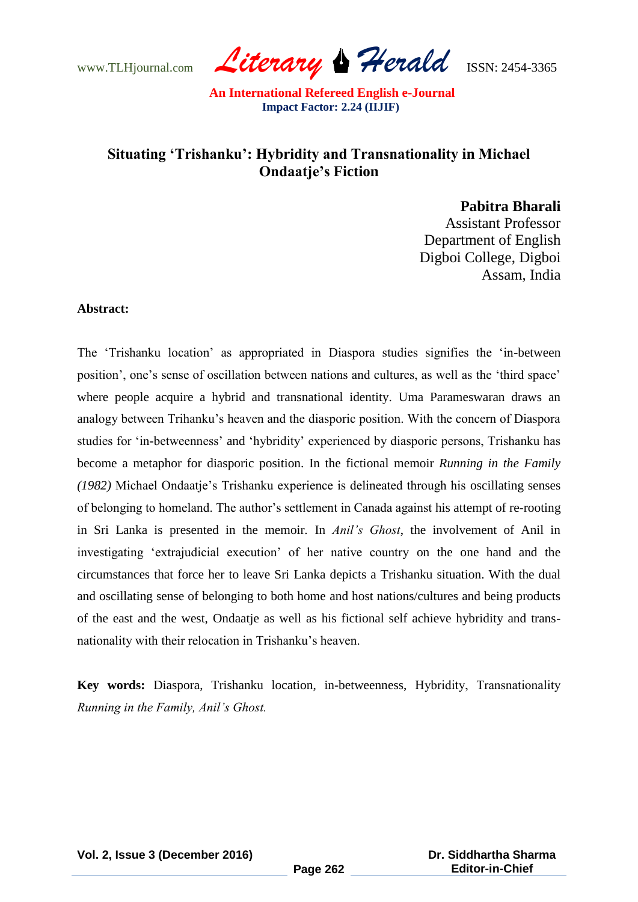# Situating 'Trishanku': Hybridity and Transnationality in Michael Ondaatje's Fiction

**Pabitra Bharali**
Assistant Professor
Department of English
Digboi College, Digboi
Assam, India

**Abstract:**

The 'Trishanku location' as appropriated in Diaspora studies signifies the 'in-between position', one's sense of oscillation between nations and cultures, as well as the 'third space' where people acquire a hybrid and transnational identity. Uma Parameswaran draws an analogy between Trihanku's heaven and the diasporic position. With the concern of Diaspora studies for 'in-betweenness' and 'hybridity' experienced by diasporic persons, Trishanku has become a metaphor for diasporic position. In the fictional memoir *Running in the Family (1982)* Michael Ondaatje's Trishanku experience is delineated through his oscillating senses of belonging to homeland. The author's settlement in Canada against his attempt of re-rooting in Sri Lanka is presented in the memoir. In *Anil's Ghost*, the involvement of Anil in investigating 'extrajudicial execution' of her native country on the one hand and the circumstances that force her to leave Sri Lanka depicts a Trishanku situation. With the dual and oscillating sense of belonging to both home and host nations/cultures and being products of the east and the west, Ondaatje as well as his fictional self achieve hybridity and trans-nationality with their relocation in Trishanku's heaven.

**Key words:** Diaspora, Trishanku location, in-betweenness, Hybridity, Transnationality *Running in the Family, Anil's Ghost.*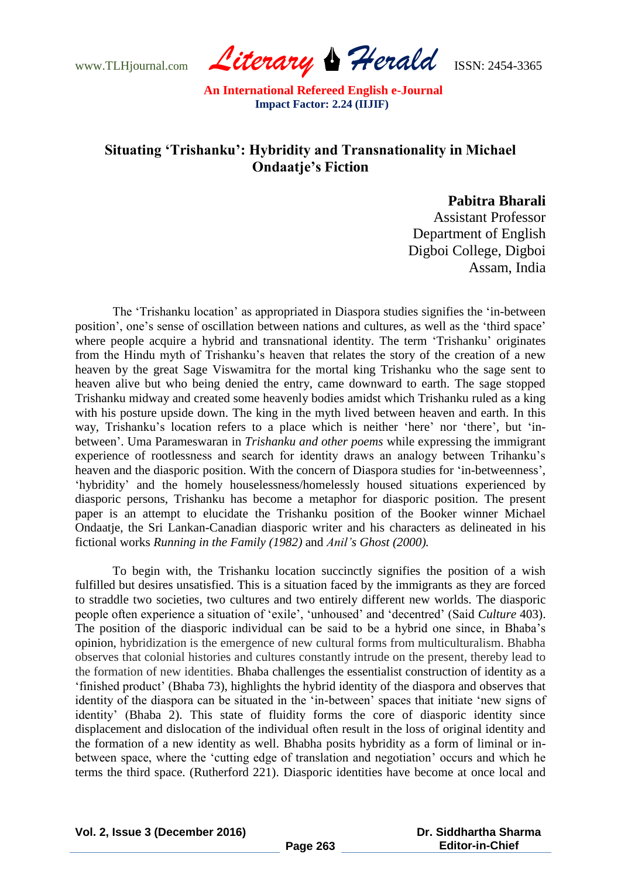## Situating 'Trishanku': Hybridity and Transnationality in Michael Ondaatje's Fiction

**Pabitra Bharali**
Assistant Professor
Department of English
Digboi College, Digboi
Assam, India

The 'Trishanku location' as appropriated in Diaspora studies signifies the 'in-between position', one's sense of oscillation between nations and cultures, as well as the 'third space' where people acquire a hybrid and transnational identity. The term 'Trishanku' originates from the Hindu myth of Trishanku's heaven that relates the story of the creation of a new heaven by the great Sage Viswamitra for the mortal king Trishanku who the sage sent to heaven alive but who being denied the entry, came downward to earth. The sage stopped Trishanku midway and created some heavenly bodies amidst which Trishanku ruled as a king with his posture upside down. The king in the myth lived between heaven and earth. In this way, Trishanku's location refers to a place which is neither 'here' nor 'there', but 'in-between'. Uma Parameswaran in *Trishanku and other poems* while expressing the immigrant experience of rootlessness and search for identity draws an analogy between Trihanku's heaven and the diasporic position. With the concern of Diaspora studies for 'in-betweenness', 'hybridity' and the homely houselessness/homelessly housed situations experienced by diasporic persons, Trishanku has become a metaphor for diasporic position. The present paper is an attempt to elucidate the Trishanku position of the Booker winner Michael Ondaatje, the Sri Lankan-Canadian diasporic writer and his characters as delineated in his fictional works *Running in the Family (1982)* and *Anil's Ghost (2000).*

To begin with, the Trishanku location succinctly signifies the position of a wish fulfilled but desires unsatisfied. This is a situation faced by the immigrants as they are forced to straddle two societies, two cultures and two entirely different new worlds. The diasporic people often experience a situation of 'exile', 'unhoused' and 'decentred' (Said *Culture* 403). The position of the diasporic individual can be said to be a hybrid one since, in Bhaba's opinion, hybridization is the emergence of new cultural forms from multiculturalism. Bhabha observes that colonial histories and cultures constantly intrude on the present, thereby lead to the formation of new identities. Bhaba challenges the essentialist construction of identity as a 'finished product' (Bhaba 73), highlights the hybrid identity of the diaspora and observes that identity of the diaspora can be situated in the 'in-between' spaces that initiate 'new signs of identity' (Bhaba 2). This state of fluidity forms the core of diasporic identity since displacement and dislocation of the individual often result in the loss of original identity and the formation of a new identity as well. Bhabha posits hybridity as a form of liminal or in-between space, where the 'cutting edge of translation and negotiation' occurs and which he terms the third space. (Rutherford 221). Diasporic identities have become at once local and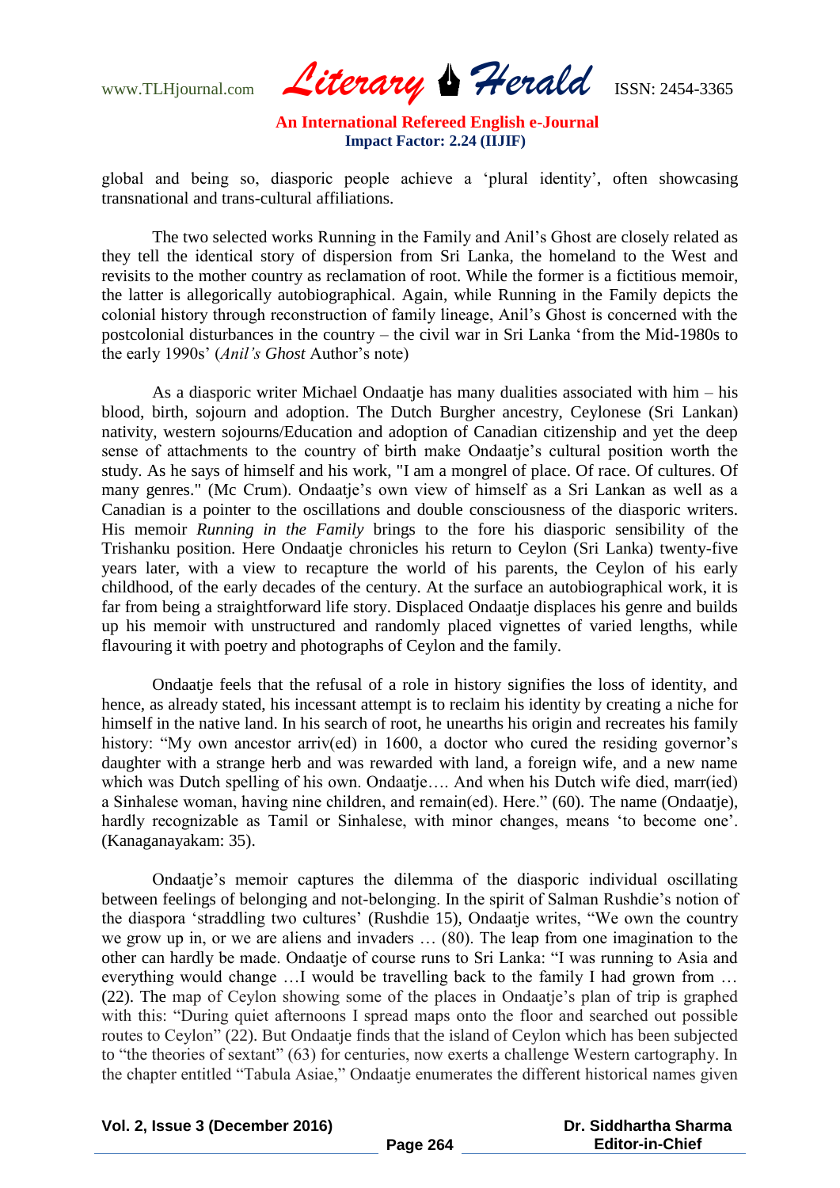global and being so, diasporic people achieve a 'plural identity', often showcasing transnational and trans-cultural affiliations.

The two selected works Running in the Family and Anil's Ghost are closely related as they tell the identical story of dispersion from Sri Lanka, the homeland to the West and revisits to the mother country as reclamation of root. While the former is a fictitious memoir, the latter is allegorically autobiographical. Again, while Running in the Family depicts the colonial history through reconstruction of family lineage, Anil's Ghost is concerned with the postcolonial disturbances in the country – the civil war in Sri Lanka 'from the Mid-1980s to the early 1990s' (*Anil's Ghost* Author's note)

As a diasporic writer Michael Ondaatje has many dualities associated with him – his blood, birth, sojourn and adoption. The Dutch Burgher ancestry, Ceylonese (Sri Lankan) nativity, western sojourns/Education and adoption of Canadian citizenship and yet the deep sense of attachments to the country of birth make Ondaatje's cultural position worth the study. As he says of himself and his work, "I am a mongrel of place. Of race. Of cultures. Of many genres." (Mc Crum). Ondaatje's own view of himself as a Sri Lankan as well as a Canadian is a pointer to the oscillations and double consciousness of the diasporic writers. His memoir *Running in the Family* brings to the fore his diasporic sensibility of the Trishanku position. Here Ondaatje chronicles his return to Ceylon (Sri Lanka) twenty-five years later, with a view to recapture the world of his parents, the Ceylon of his early childhood, of the early decades of the century. At the surface an autobiographical work, it is far from being a straightforward life story. Displaced Ondaatje displaces his genre and builds up his memoir with unstructured and randomly placed vignettes of varied lengths, while flavouring it with poetry and photographs of Ceylon and the family.

Ondaatje feels that the refusal of a role in history signifies the loss of identity, and hence, as already stated, his incessant attempt is to reclaim his identity by creating a niche for himself in the native land. In his search of root, he unearths his origin and recreates his family history: "My own ancestor arriv(ed) in 1600, a doctor who cured the residing governor's daughter with a strange herb and was rewarded with land, a foreign wife, and a new name which was Dutch spelling of his own. Ondaatje…. And when his Dutch wife died, marr(ied) a Sinhalese woman, having nine children, and remain(ed). Here." (60). The name (Ondaatje), hardly recognizable as Tamil or Sinhalese, with minor changes, means 'to become one'. (Kanaganayakam: 35).

Ondaatje's memoir captures the dilemma of the diasporic individual oscillating between feelings of belonging and not-belonging. In the spirit of Salman Rushdie's notion of the diaspora 'straddling two cultures' (Rushdie 15), Ondaatje writes, "We own the country we grow up in, or we are aliens and invaders … (80). The leap from one imagination to the other can hardly be made. Ondaatje of course runs to Sri Lanka: "I was running to Asia and everything would change …I would be travelling back to the family I had grown from … (22). The map of Ceylon showing some of the places in Ondaatje's plan of trip is graphed with this: "During quiet afternoons I spread maps onto the floor and searched out possible routes to Ceylon" (22). But Ondaatje finds that the island of Ceylon which has been subjected to "the theories of sextant" (63) for centuries, now exerts a challenge Western cartography. In the chapter entitled "Tabula Asiae," Ondaatje enumerates the different historical names given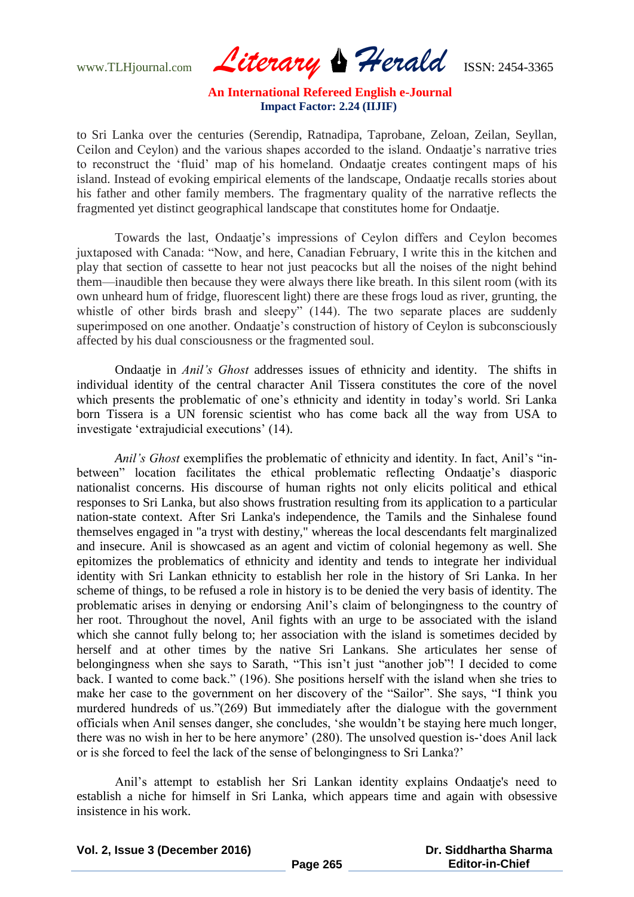to Sri Lanka over the centuries (Serendip, Ratnadipa, Taprobane, Zeloan, Zeilan, Seyllan, Ceilon and Ceylon) and the various shapes accorded to the island. Ondaatje's narrative tries to reconstruct the 'fluid' map of his homeland. Ondaatje creates contingent maps of his island. Instead of evoking empirical elements of the landscape, Ondaatje recalls stories about his father and other family members. The fragmentary quality of the narrative reflects the fragmented yet distinct geographical landscape that constitutes home for Ondaatje.

Towards the last, Ondaatje's impressions of Ceylon differs and Ceylon becomes juxtaposed with Canada: "Now, and here, Canadian February, I write this in the kitchen and play that section of cassette to hear not just peacocks but all the noises of the night behind them—inaudible then because they were always there like breath. In this silent room (with its own unheard hum of fridge, fluorescent light) there are these frogs loud as river, grunting, the whistle of other birds brash and sleepy" (144). The two separate places are suddenly superimposed on one another. Ondaatje's construction of history of Ceylon is subconsciously affected by his dual consciousness or the fragmented soul.

Ondaatje in *Anil's Ghost* addresses issues of ethnicity and identity. The shifts in individual identity of the central character Anil Tissera constitutes the core of the novel which presents the problematic of one's ethnicity and identity in today's world. Sri Lanka born Tissera is a UN forensic scientist who has come back all the way from USA to investigate 'extrajudicial executions' (14).

*Anil's Ghost* exemplifies the problematic of ethnicity and identity. In fact, Anil's "in-between" location facilitates the ethical problematic reflecting Ondaatje's diasporic nationalist concerns. His discourse of human rights not only elicits political and ethical responses to Sri Lanka, but also shows frustration resulting from its application to a particular nation-state context. After Sri Lanka's independence, the Tamils and the Sinhalese found themselves engaged in "a tryst with destiny," whereas the local descendants felt marginalized and insecure. Anil is showcased as an agent and victim of colonial hegemony as well. She epitomizes the problematics of ethnicity and identity and tends to integrate her individual identity with Sri Lankan ethnicity to establish her role in the history of Sri Lanka. In her scheme of things, to be refused a role in history is to be denied the very basis of identity. The problematic arises in denying or endorsing Anil's claim of belongingness to the country of her root. Throughout the novel, Anil fights with an urge to be associated with the island which she cannot fully belong to; her association with the island is sometimes decided by herself and at other times by the native Sri Lankans. She articulates her sense of belongingness when she says to Sarath, "This isn't just "another job"! I decided to come back. I wanted to come back." (196). She positions herself with the island when she tries to make her case to the government on her discovery of the "Sailor". She says, "I think you murdered hundreds of us."(269) But immediately after the dialogue with the government officials when Anil senses danger, she concludes, 'she wouldn't be staying here much longer, there was no wish in her to be here anymore' (280). The unsolved question is-'does Anil lack or is she forced to feel the lack of the sense of belongingness to Sri Lanka?'

Anil's attempt to establish her Sri Lankan identity explains Ondaatje's need to establish a niche for himself in Sri Lanka, which appears time and again with obsessive insistence in his work.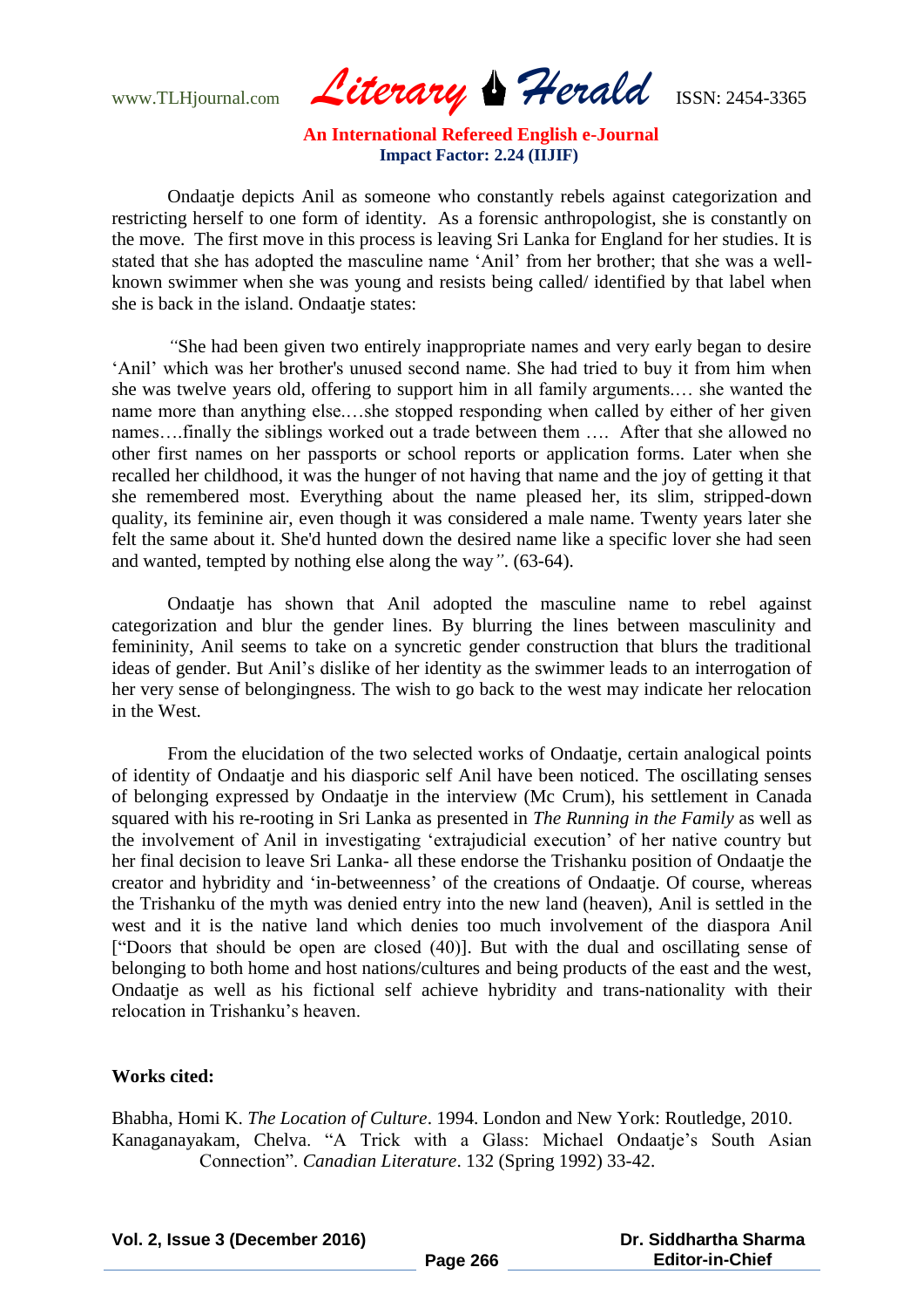Ondaatje depicts Anil as someone who constantly rebels against categorization and restricting herself to one form of identity. As a forensic anthropologist, she is constantly on the move. The first move in this process is leaving Sri Lanka for England for her studies. It is stated that she has adopted the masculine name 'Anil' from her brother; that she was a well-known swimmer when she was young and resists being called/ identified by that label when she is back in the island. Ondaatje states:

> *"*She had been given two entirely inappropriate names and very early began to desire 'Anil' which was her brother's unused second name. She had tried to buy it from him when she was twelve years old, offering to support him in all family arguments.… she wanted the name more than anything else.…she stopped responding when called by either of her given names….finally the siblings worked out a trade between them …. After that she allowed no other first names on her passports or school reports or application forms. Later when she recalled her childhood, it was the hunger of not having that name and the joy of getting it that she remembered most. Everything about the name pleased her, its slim, stripped-down quality, its feminine air, even though it was considered a male name. Twenty years later she felt the same about it. She'd hunted down the desired name like a specific lover she had seen and wanted, tempted by nothing else along the way*"*. (63-64).

Ondaatje has shown that Anil adopted the masculine name to rebel against categorization and blur the gender lines. By blurring the lines between masculinity and femininity, Anil seems to take on a syncretic gender construction that blurs the traditional ideas of gender. But Anil's dislike of her identity as the swimmer leads to an interrogation of her very sense of belongingness. The wish to go back to the west may indicate her relocation in the West.

From the elucidation of the two selected works of Ondaatje, certain analogical points of identity of Ondaatje and his diasporic self Anil have been noticed. The oscillating senses of belonging expressed by Ondaatje in the interview (Mc Crum), his settlement in Canada squared with his re-rooting in Sri Lanka as presented in *The Running in the Family* as well as the involvement of Anil in investigating 'extrajudicial execution' of her native country but her final decision to leave Sri Lanka- all these endorse the Trishanku position of Ondaatje the creator and hybridity and 'in-betweenness' of the creations of Ondaatje. Of course, whereas the Trishanku of the myth was denied entry into the new land (heaven), Anil is settled in the west and it is the native land which denies too much involvement of the diaspora Anil ["Doors that should be open are closed (40)]. But with the dual and oscillating sense of belonging to both home and host nations/cultures and being products of the east and the west, Ondaatje as well as his fictional self achieve hybridity and trans-nationality with their relocation in Trishanku's heaven.

**Works cited:**

Bhabha, Homi K. *The Location of Culture*. 1994. London and New York: Routledge, 2010.

Kanaganayakam, Chelva. "A Trick with a Glass: Michael Ondaatje's South Asian Connection". *Canadian Literature*. 132 (Spring 1992) 33-42.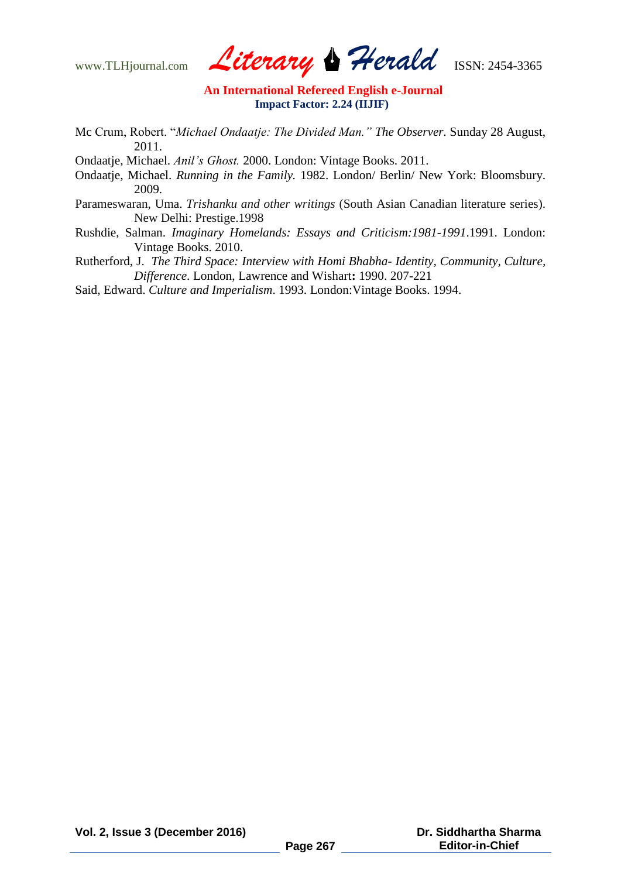Mc Crum, Robert. "*Michael Ondaatje: The Divided Man." The Observer*. Sunday 28 August, 2011.

Ondaatje, Michael. *Anil's Ghost.* 2000. London: Vintage Books. 2011.

Ondaatje, Michael. *Running in the Family.* 1982. London/ Berlin/ New York: Bloomsbury. 2009.

Parameswaran, Uma. *Trishanku and other writings* (South Asian Canadian literature series). New Delhi: Prestige.1998

Rushdie, Salman. *Imaginary Homelands: Essays and Criticism:1981-1991*.1991. London: Vintage Books. 2010.

Rutherford, J. *The Third Space: Interview with Homi Bhabha- Identity, Community, Culture, Difference*. London, Lawrence and Wishart**:** 1990. 207-221

Said, Edward. *Culture and Imperialism*. 1993. London:Vintage Books. 1994.